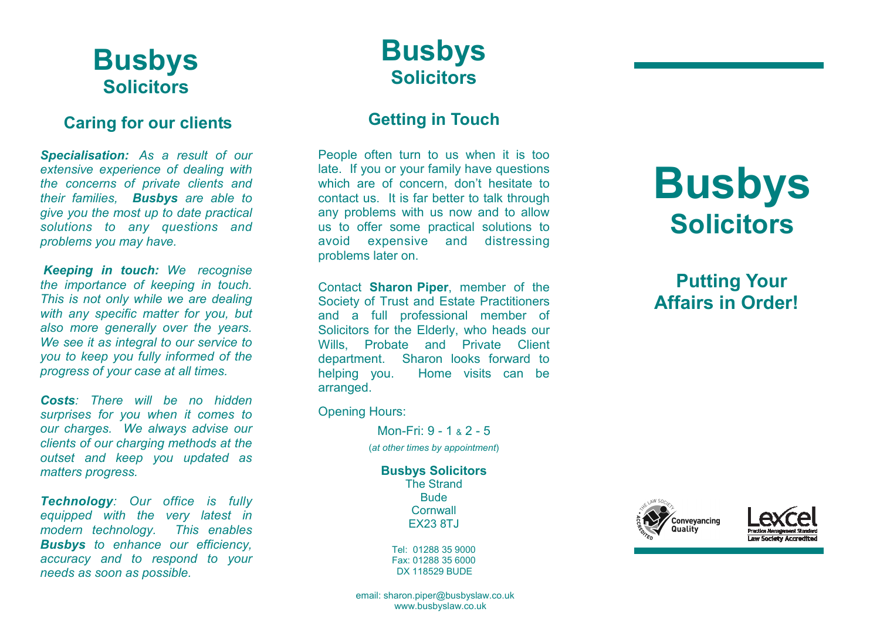# Busbys
## Solicitors

### Caring for our clients

***Specialisation:*** *As a result of our extensive experience of dealing with the concerns of private clients and their families,* ***Busbys*** *are able to give you the most up to date practical solutions to any questions and problems you may have.*

***Keeping in touch:*** *We recognise the importance of keeping in touch. This is not only while we are dealing with any specific matter for you, but also more generally over the years. We see it as integral to our service to you to keep you fully informed of the progress of your case at all times.*

***Costs****: There will be no hidden surprises for you when it comes to our charges. We always advise our clients of our charging methods at the outset and keep you updated as matters progress.*

***Technology****: Our office is fully equipped with the very latest in modern technology. This enables* ***Busbys*** *to enhance our efficiency, accuracy and to respond to your needs as soon as possible.*

# Busbys
## Solicitors

### Getting in Touch

People often turn to us when it is too late. If you or your family have questions which are of concern, don't hesitate to contact us. It is far better to talk through any problems with us now and to allow us to offer some practical solutions to avoid expensive and distressing problems later on.

Contact **Sharon Piper**, member of the Society of Trust and Estate Practitioners and a full professional member of Solicitors for the Elderly, who heads our Wills, Probate and Private Client department. Sharon looks forward to helping you. Home visits can be arranged.

Opening Hours:

Mon-Fri: 9 - 1 & 2 - 5

(*at other times by appointment*)

**Busbys Solicitors**
The Strand
Bude
Cornwall
EX23 8TJ

Tel: 01288 35 9000
Fax: 01288 35 6000
DX 118529 BUDE

email: sharon.piper@busbyslaw.co.uk
www.busbyslaw.co.uk

# Busbys
## Solicitors

### Putting Your Affairs in Order!

The Law Society Accredited Conveyancing Quality

Lexcel Practice Management Standard Law Society Accredited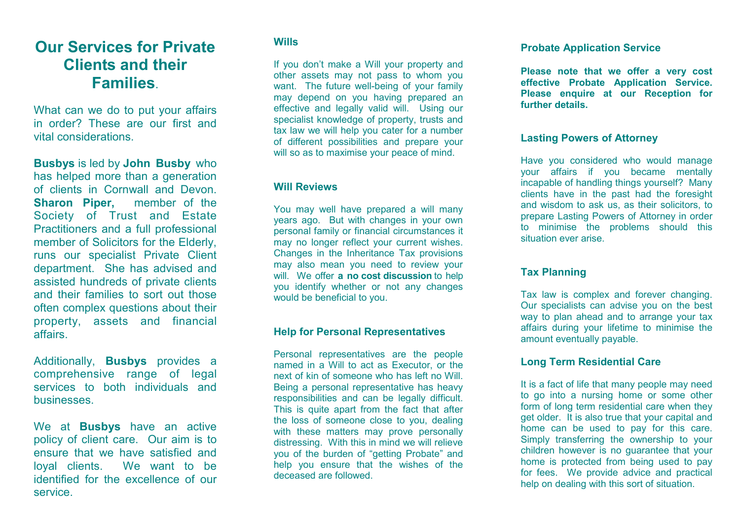# Our Services for Private Clients and their Families.

What can we do to put your affairs in order? These are our first and vital considerations.

**Busbys** is led by **John Busby** who has helped more than a generation of clients in Cornwall and Devon. **Sharon Piper,** member of the Society of Trust and Estate Practitioners and a full professional member of Solicitors for the Elderly, runs our specialist Private Client department. She has advised and assisted hundreds of private clients and their families to sort out those often complex questions about their property, assets and financial affairs.

Additionally, **Busbys** provides a comprehensive range of legal services to both individuals and businesses.

We at **Busbys** have an active policy of client care. Our aim is to ensure that we have satisfied and loyal clients. We want to be identified for the excellence of our service.

### Wills

If you don't make a Will your property and other assets may not pass to whom you want. The future well-being of your family may depend on you having prepared an effective and legally valid will. Using our specialist knowledge of property, trusts and tax law we will help you cater for a number of different possibilities and prepare your will so as to maximise your peace of mind.

### Will Reviews

You may well have prepared a will many years ago. But with changes in your own personal family or financial circumstances it may no longer reflect your current wishes. Changes in the Inheritance Tax provisions may also mean you need to review your will. We offer **a no cost discussion** to help you identify whether or not any changes would be beneficial to you.

### Help for Personal Representatives

Personal representatives are the people named in a Will to act as Executor, or the next of kin of someone who has left no Will. Being a personal representative has heavy responsibilities and can be legally difficult. This is quite apart from the fact that after the loss of someone close to you, dealing with these matters may prove personally distressing. With this in mind we will relieve you of the burden of "getting Probate" and help you ensure that the wishes of the deceased are followed.

### Probate Application Service

**Please note that we offer a very cost effective Probate Application Service. Please enquire at our Reception for further details.**

### Lasting Powers of Attorney

Have you considered who would manage your affairs if you became mentally incapable of handling things yourself? Many clients have in the past had the foresight and wisdom to ask us, as their solicitors, to prepare Lasting Powers of Attorney in order to minimise the problems should this situation ever arise.

### Tax Planning

Tax law is complex and forever changing. Our specialists can advise you on the best way to plan ahead and to arrange your tax affairs during your lifetime to minimise the amount eventually payable.

### Long Term Residential Care

It is a fact of life that many people may need to go into a nursing home or some other form of long term residential care when they get older. It is also true that your capital and home can be used to pay for this care. Simply transferring the ownership to your children however is no guarantee that your home is protected from being used to pay for fees. We provide advice and practical help on dealing with this sort of situation.